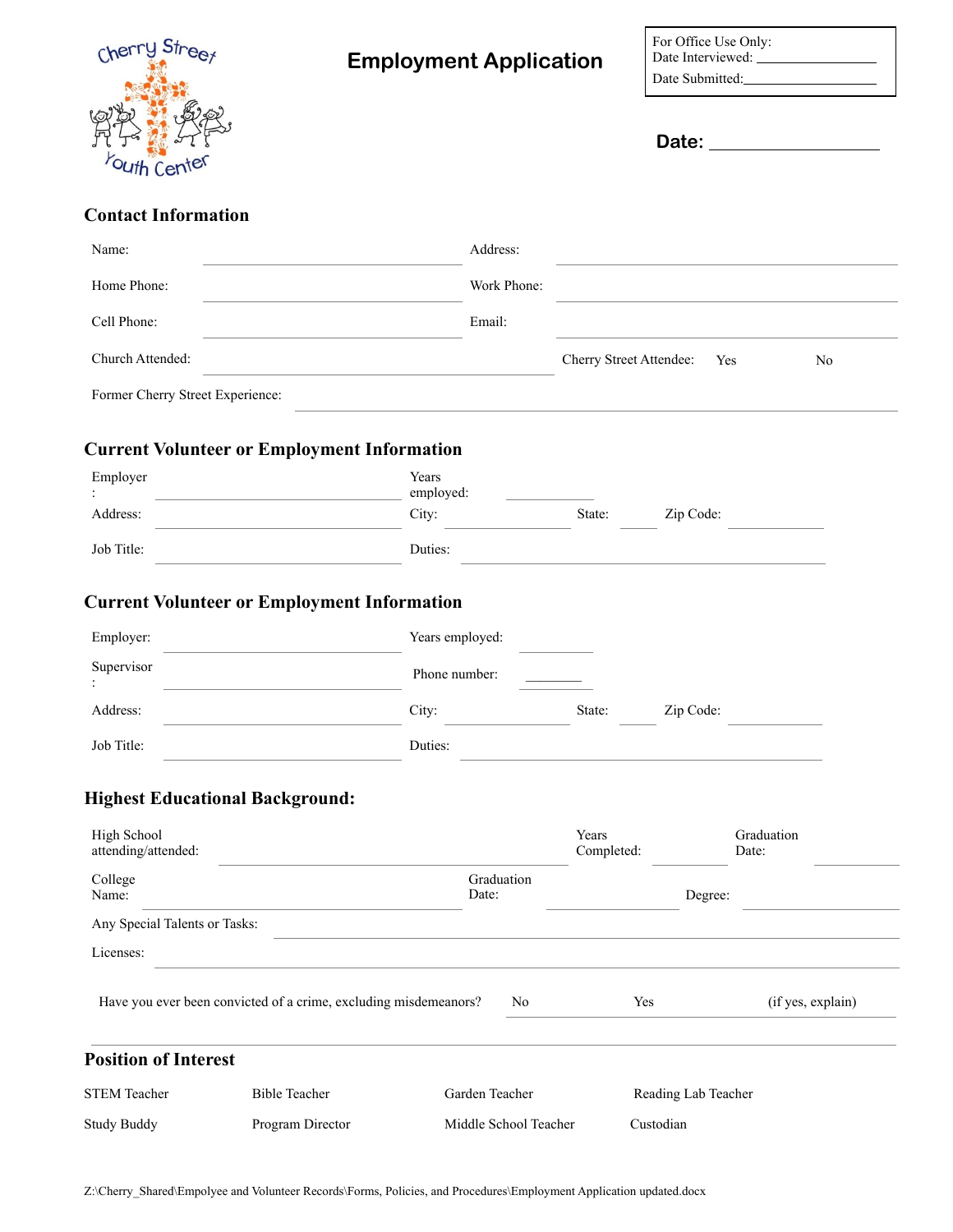Cherry Street Youth Center

# Employment Application

For Office Use Only:
Date Interviewed: \_\_\_\_\_\_\_\_\_\_\_\_\_\_\_\_
Date Submitted: \_\_\_\_\_\_\_\_\_\_\_\_\_\_\_\_

**Date:** \_\_\_\_\_\_\_\_\_\_\_\_\_\_\_\_

## Contact Information

| | | | |
|---|---|---|---|
| Name: | | Address: | |
| Home Phone: | | Work Phone: | |
| Cell Phone: | | Email: | |
| Church Attended: | | Cherry Street Attendee: | Yes No |

Former Cherry Street Experience: \_\_\_\_\_\_\_\_\_\_\_\_\_\_\_\_

## Current Volunteer or Employment Information

| | | | | | | | |
|---|---|---|---|---|---|---|---|
| Employer: | | Years employed: | | | | | |
| Address: | | City: | | State: | | Zip Code: | |
| Job Title: | | Duties: | | | | | |

## Current Volunteer or Employment Information

| | | | | | | | |
|---|---|---|---|---|---|---|---|
| Employer: | | Years employed: | | | | | |
| Supervisor: | | Phone number: | | | | | |
| Address: | | City: | | State: | | Zip Code: | |
| Job Title: | | Duties: | | | | | |

## Highest Educational Background:

| | | | | | |
|---|---|---|---|---|---|
| High School attending/attended: | | Years Completed: | | Graduation Date: | |
| College Name: | | Graduation Date: | | Degree: | |

Any Special Talents or Tasks: \_\_\_\_\_\_\_\_\_\_\_\_\_\_\_\_

Licenses: \_\_\_\_\_\_\_\_\_\_\_\_\_\_\_\_

Have you ever been convicted of a crime, excluding misdemeanors? No Yes (if yes, explain)

## Position of Interest

| | | | |
|---|---|---|---|
| STEM Teacher | Bible Teacher | Garden Teacher | Reading Lab Teacher |
| Study Buddy | Program Director | Middle School Teacher | Custodian |

Z:\Cherry_Shared\Empolyee and Volunteer Records\Forms, Policies, and Procedures\Employment Application updated.docx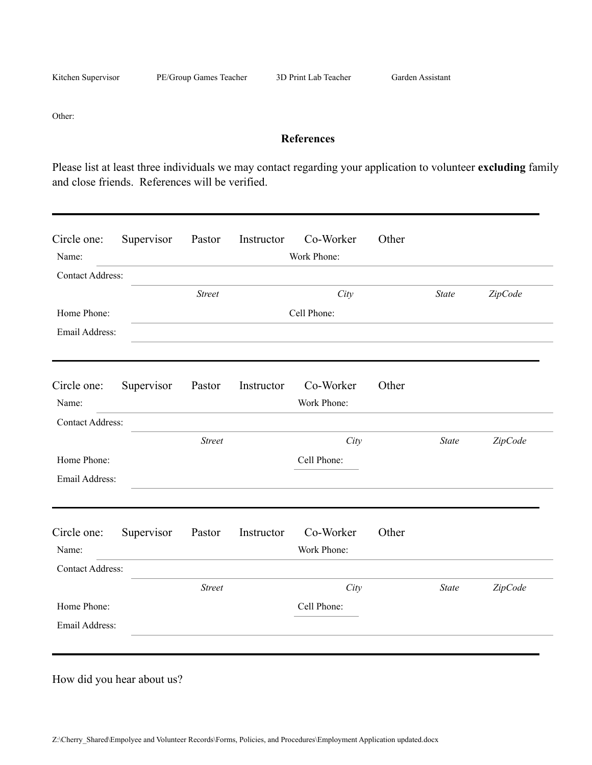Kitchen Supervisor    PE/Group Games Teacher    3D Print Lab Teacher    Garden Assistant

Other:

**References**

Please list at least three individuals we may contact regarding your application to volunteer **excluding** family and close friends. References will be verified.

---

Circle one: Supervisor Pastor Instructor Co-Worker Other

Name: Work Phone:

Contact Address:

*Street* *City* *State* *ZipCode*

Home Phone: Cell Phone:

Email Address:

---

Circle one: Supervisor Pastor Instructor Co-Worker Other

Name: Work Phone:

Contact Address:

*Street* *City* *State* *ZipCode*

Home Phone: Cell Phone:

Email Address:

---

Circle one: Supervisor Pastor Instructor Co-Worker Other

Name: Work Phone:

Contact Address:

*Street* *City* *State* *ZipCode*

Home Phone: Cell Phone:

Email Address:

---

How did you hear about us?

Z:\Cherry_Shared\Empolyee and Volunteer Records\Forms, Policies, and Procedures\Employment Application updated.docx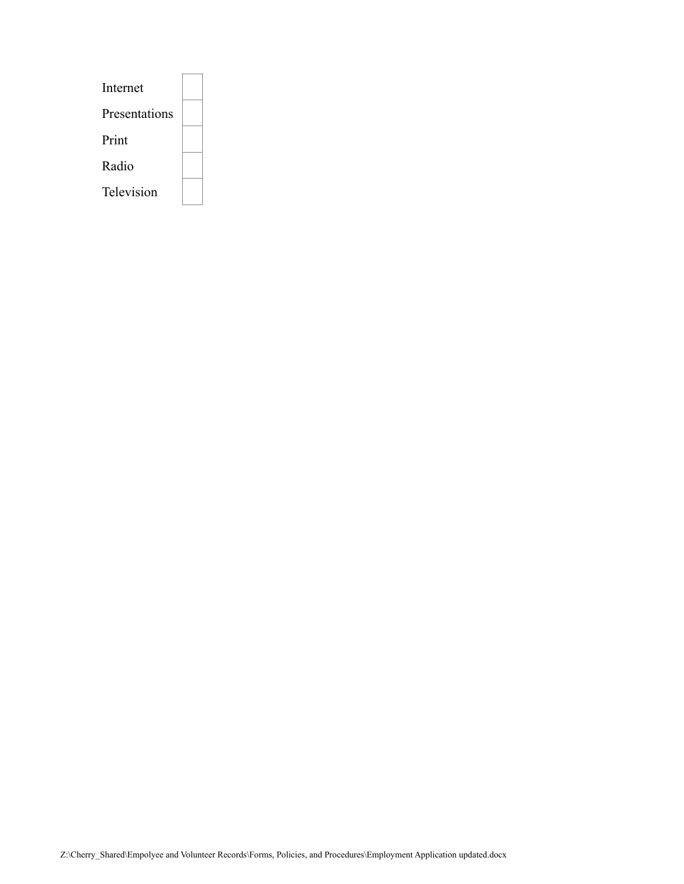| | |
|---|---|
| Internet | |
| Presentations | |
| Print | |
| Radio | |
| Television | |

Z:\Cherry_Shared\Empolyee and Volunteer Records\Forms, Policies, and Procedures\Employment Application updated.docx